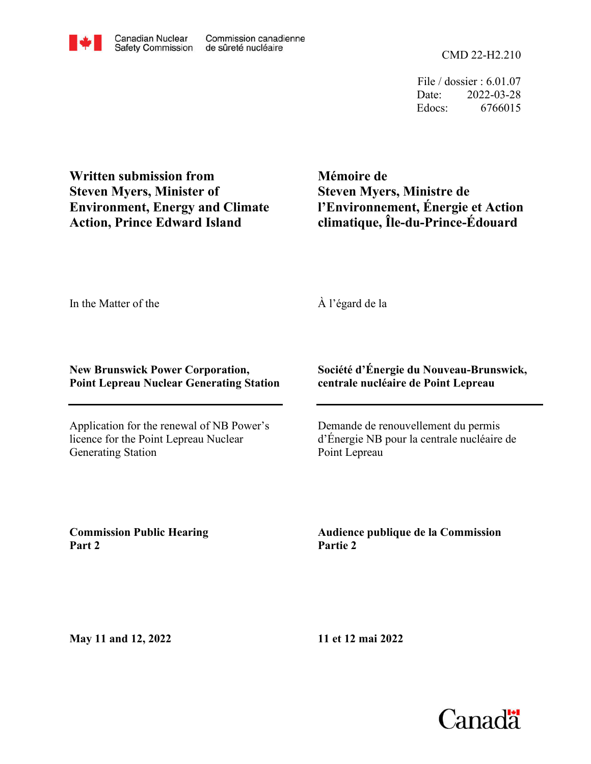Canadian Nuclear Safety Commission    Commission canadienne de sûreté nucléaire

CMD 22-H2.210

File / dossier : 6.01.07
Date: 2022-03-28
Edocs: 6766015

**Written submission from Steven Myers, Minister of Environment, Energy and Climate Action, Prince Edward Island**

**Mémoire de Steven Myers, Ministre de l'Environnement, Énergie et Action climatique, Île-du-Prince-Édouard**

In the Matter of the

À l'égard de la

**New Brunswick Power Corporation, Point Lepreau Nuclear Generating Station**

**Société d'Énergie du Nouveau-Brunswick, centrale nucléaire de Point Lepreau**

---

Application for the renewal of NB Power's licence for the Point Lepreau Nuclear Generating Station

Demande de renouvellement du permis d'Énergie NB pour la centrale nucléaire de Point Lepreau

**Commission Public Hearing**
**Part 2**

**Audience publique de la Commission**
**Partie 2**

**May 11 and 12, 2022**

**11 et 12 mai 2022**

Canada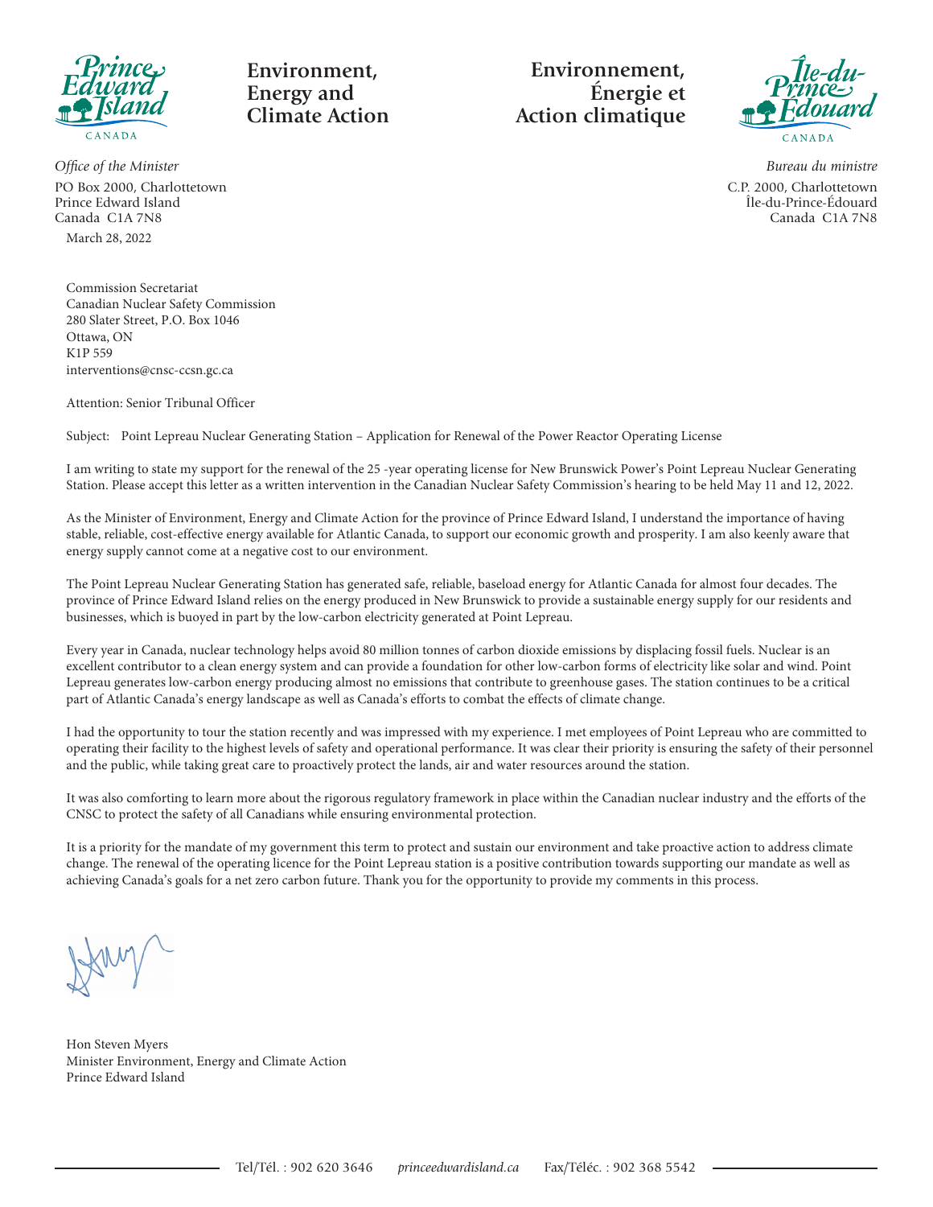**Environment, Energy and Climate Action**

**Environnement, Énergie et Action climatique**

*Office of the Minister*
PO Box 2000, Charlottetown
Prince Edward Island
Canada C1A 7N8

*Bureau du ministre*
C.P. 2000, Charlottetown
Île-du-Prince-Édouard
Canada C1A 7N8

March 28, 2022

Commission Secretariat
Canadian Nuclear Safety Commission
280 Slater Street, P.O. Box 1046
Ottawa, ON
K1P 559
interventions@cnsc-ccsn.gc.ca

Attention: Senior Tribunal Officer

Subject: Point Lepreau Nuclear Generating Station – Application for Renewal of the Power Reactor Operating License

I am writing to state my support for the renewal of the 25 -year operating license for New Brunswick Power's Point Lepreau Nuclear Generating Station. Please accept this letter as a written intervention in the Canadian Nuclear Safety Commission's hearing to be held May 11 and 12, 2022.

As the Minister of Environment, Energy and Climate Action for the province of Prince Edward Island, I understand the importance of having stable, reliable, cost-effective energy available for Atlantic Canada, to support our economic growth and prosperity. I am also keenly aware that energy supply cannot come at a negative cost to our environment.

The Point Lepreau Nuclear Generating Station has generated safe, reliable, baseload energy for Atlantic Canada for almost four decades. The province of Prince Edward Island relies on the energy produced in New Brunswick to provide a sustainable energy supply for our residents and businesses, which is buoyed in part by the low-carbon electricity generated at Point Lepreau.

Every year in Canada, nuclear technology helps avoid 80 million tonnes of carbon dioxide emissions by displacing fossil fuels. Nuclear is an excellent contributor to a clean energy system and can provide a foundation for other low-carbon forms of electricity like solar and wind. Point Lepreau generates low-carbon energy producing almost no emissions that contribute to greenhouse gases. The station continues to be a critical part of Atlantic Canada's energy landscape as well as Canada's efforts to combat the effects of climate change.

I had the opportunity to tour the station recently and was impressed with my experience. I met employees of Point Lepreau who are committed to operating their facility to the highest levels of safety and operational performance. It was clear their priority is ensuring the safety of their personnel and the public, while taking great care to proactively protect the lands, air and water resources around the station.

It was also comforting to learn more about the rigorous regulatory framework in place within the Canadian nuclear industry and the efforts of the CNSC to protect the safety of all Canadians while ensuring environmental protection.

It is a priority for the mandate of my government this term to protect and sustain our environment and take proactive action to address climate change. The renewal of the operating licence for the Point Lepreau station is a positive contribution towards supporting our mandate as well as achieving Canada's goals for a net zero carbon future. Thank you for the opportunity to provide my comments in this process.

Hon Steven Myers
Minister Environment, Energy and Climate Action
Prince Edward Island

Tel/Tél. : 902 620 3646 *princeedwardisland.ca* Fax/Téléc. : 902 368 5542